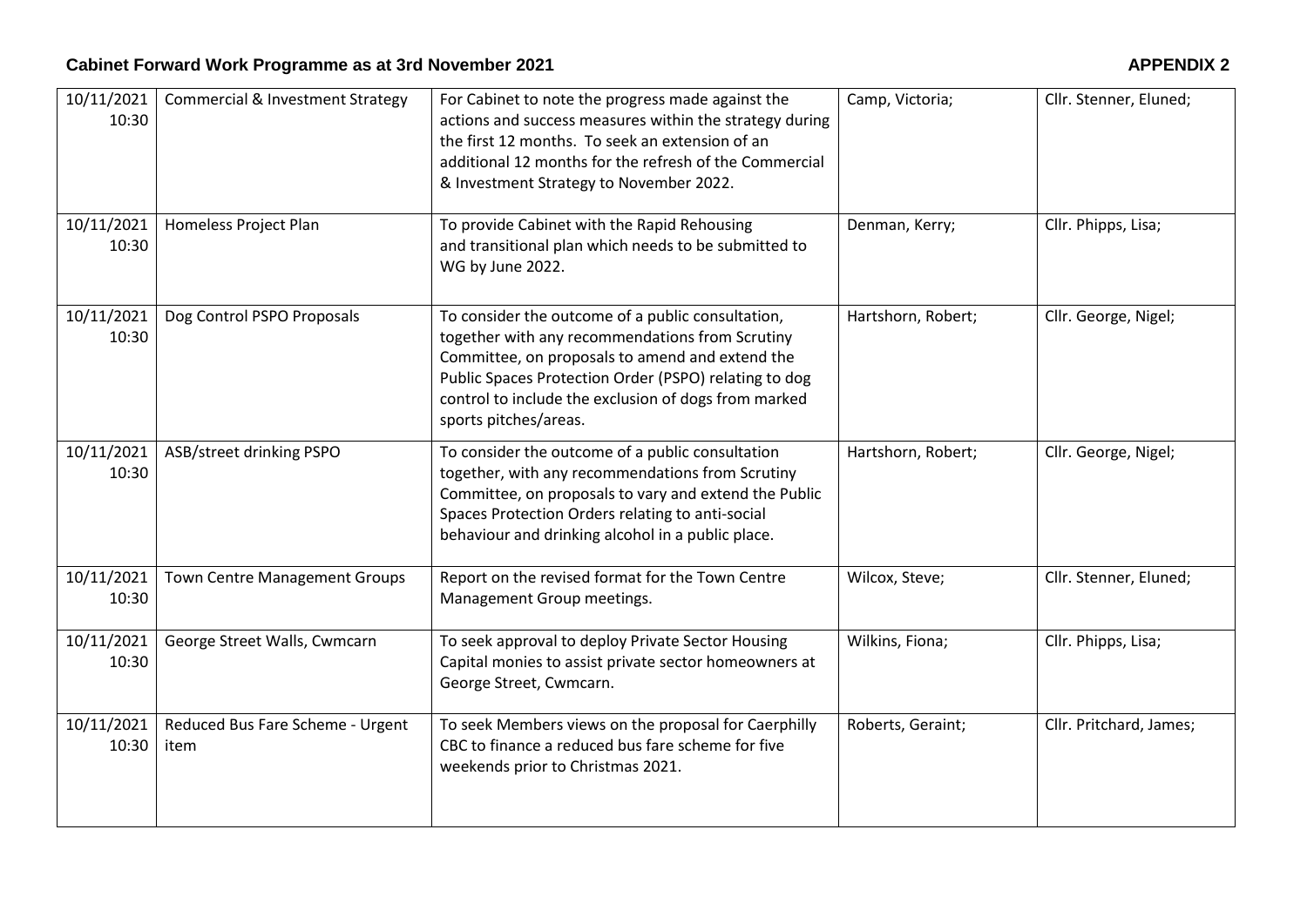# Cabinet Forward Work Programme as at 3rd November 2021

**APPENDIX 2**

| | | | | |
|---|---|---|---|---|
| 10/11/2021 10:30 | Commercial & Investment Strategy | For Cabinet to note the progress made against the actions and success measures within the strategy during the first 12 months. To seek an extension of an additional 12 months for the refresh of the Commercial & Investment Strategy to November 2022. | Camp, Victoria; | Cllr. Stenner, Eluned; |
| 10/11/2021 10:30 | Homeless Project Plan | To provide Cabinet with the Rapid Rehousing and transitional plan which needs to be submitted to WG by June 2022. | Denman, Kerry; | Cllr. Phipps, Lisa; |
| 10/11/2021 10:30 | Dog Control PSPO Proposals | To consider the outcome of a public consultation, together with any recommendations from Scrutiny Committee, on proposals to amend and extend the Public Spaces Protection Order (PSPO) relating to dog control to include the exclusion of dogs from marked sports pitches/areas. | Hartshorn, Robert; | Cllr. George, Nigel; |
| 10/11/2021 10:30 | ASB/street drinking PSPO | To consider the outcome of a public consultation together, with any recommendations from Scrutiny Committee, on proposals to vary and extend the Public Spaces Protection Orders relating to anti-social behaviour and drinking alcohol in a public place. | Hartshorn, Robert; | Cllr. George, Nigel; |
| 10/11/2021 10:30 | Town Centre Management Groups | Report on the revised format for the Town Centre Management Group meetings. | Wilcox, Steve; | Cllr. Stenner, Eluned; |
| 10/11/2021 10:30 | George Street Walls, Cwmcarn | To seek approval to deploy Private Sector Housing Capital monies to assist private sector homeowners at George Street, Cwmcarn. | Wilkins, Fiona; | Cllr. Phipps, Lisa; |
| 10/11/2021 10:30 | Reduced Bus Fare Scheme - Urgent item | To seek Members views on the proposal for Caerphilly CBC to finance a reduced bus fare scheme for five weekends prior to Christmas 2021. | Roberts, Geraint; | Cllr. Pritchard, James; |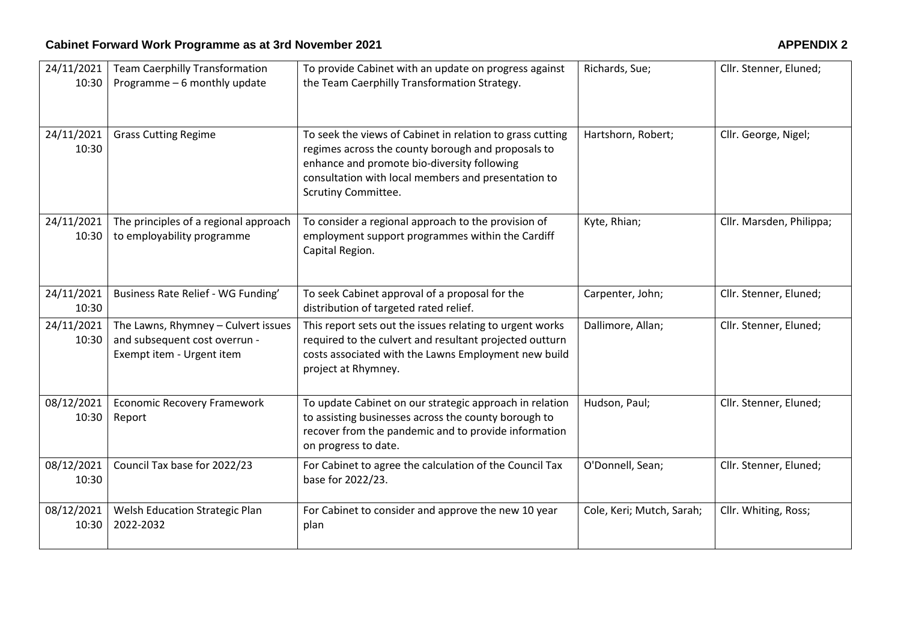# Cabinet Forward Work Programme as at 3rd November 2021

**APPENDIX 2**

| | | | | |
|---|---|---|---|---|
| 24/11/2021 10:30 | Team Caerphilly Transformation Programme – 6 monthly update | To provide Cabinet with an update on progress against the Team Caerphilly Transformation Strategy. | Richards, Sue; | Cllr. Stenner, Eluned; |
| 24/11/2021 10:30 | Grass Cutting Regime | To seek the views of Cabinet in relation to grass cutting regimes across the county borough and proposals to enhance and promote bio-diversity following consultation with local members and presentation to Scrutiny Committee. | Hartshorn, Robert; | Cllr. George, Nigel; |
| 24/11/2021 10:30 | The principles of a regional approach to employability programme | To consider a regional approach to the provision of employment support programmes within the Cardiff Capital Region. | Kyte, Rhian; | Cllr. Marsden, Philippa; |
| 24/11/2021 10:30 | Business Rate Relief - WG Funding' | To seek Cabinet approval of a proposal for the distribution of targeted rated relief. | Carpenter, John; | Cllr. Stenner, Eluned; |
| 24/11/2021 10:30 | The Lawns, Rhymney – Culvert issues and subsequent cost overrun - Exempt item - Urgent item | This report sets out the issues relating to urgent works required to the culvert and resultant projected outturn costs associated with the Lawns Employment new build project at Rhymney. | Dallimore, Allan; | Cllr. Stenner, Eluned; |
| 08/12/2021 10:30 | Economic Recovery Framework Report | To update Cabinet on our strategic approach in relation to assisting businesses across the county borough to recover from the pandemic and to provide information on progress to date. | Hudson, Paul; | Cllr. Stenner, Eluned; |
| 08/12/2021 10:30 | Council Tax base for 2022/23 | For Cabinet to agree the calculation of the Council Tax base for 2022/23. | O'Donnell, Sean; | Cllr. Stenner, Eluned; |
| 08/12/2021 10:30 | Welsh Education Strategic Plan 2022-2032 | For Cabinet to consider and approve the new 10 year plan | Cole, Keri; Mutch, Sarah; | Cllr. Whiting, Ross; |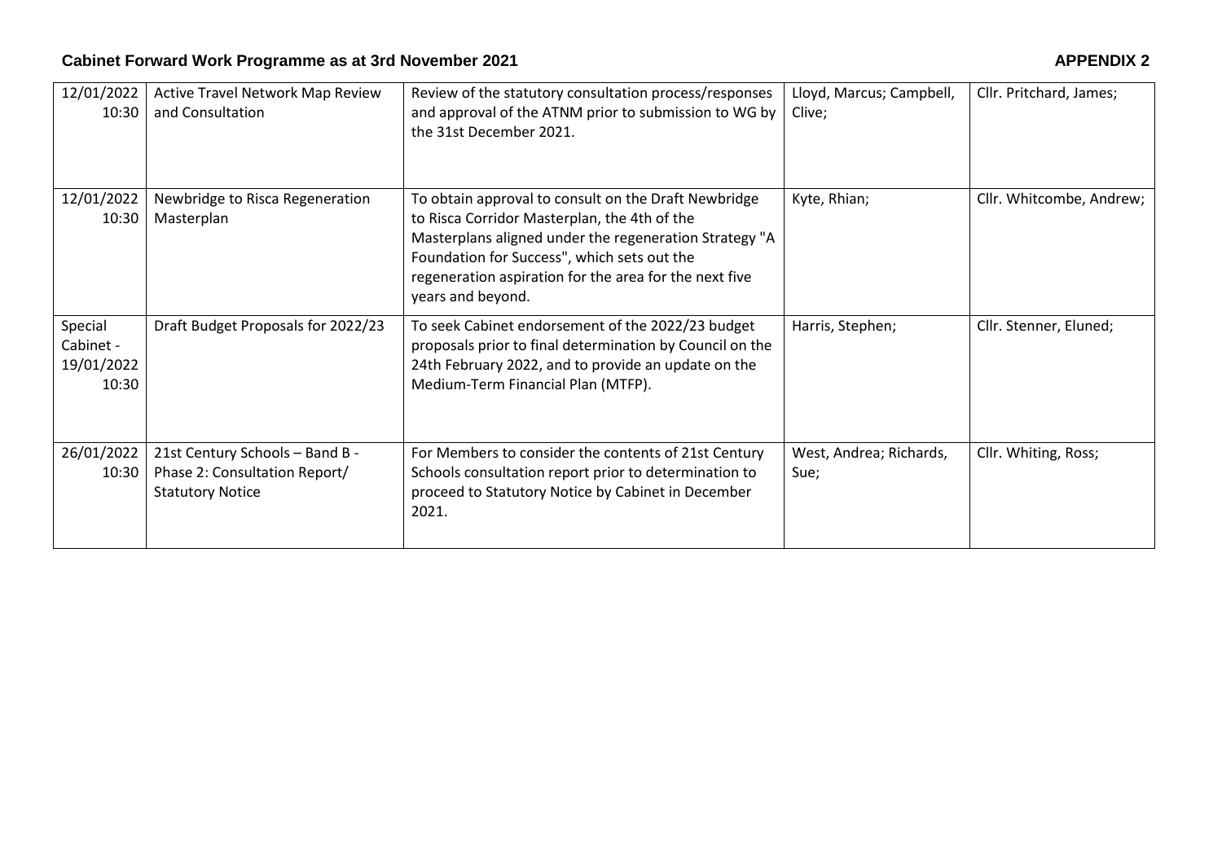**Cabinet Forward Work Programme as at 3rd November 2021** **APPENDIX 2**

| | | | | |
|---|---|---|---|---|
| 12/01/2022 10:30 | Active Travel Network Map Review and Consultation | Review of the statutory consultation process/responses and approval of the ATNM prior to submission to WG by the 31st December 2021. | Lloyd, Marcus; Campbell, Clive; | Cllr. Pritchard, James; |
| 12/01/2022 10:30 | Newbridge to Risca Regeneration Masterplan | To obtain approval to consult on the Draft Newbridge to Risca Corridor Masterplan, the 4th of the Masterplans aligned under the regeneration Strategy "A Foundation for Success", which sets out the regeneration aspiration for the area for the next five years and beyond. | Kyte, Rhian; | Cllr. Whitcombe, Andrew; |
| Special Cabinet - 19/01/2022 10:30 | Draft Budget Proposals for 2022/23 | To seek Cabinet endorsement of the 2022/23 budget proposals prior to final determination by Council on the 24th February 2022, and to provide an update on the Medium-Term Financial Plan (MTFP). | Harris, Stephen; | Cllr. Stenner, Eluned; |
| 26/01/2022 10:30 | 21st Century Schools – Band B - Phase 2: Consultation Report/ Statutory Notice | For Members to consider the contents of 21st Century Schools consultation report prior to determination to proceed to Statutory Notice by Cabinet in December 2021. | West, Andrea; Richards, Sue; | Cllr. Whiting, Ross; |